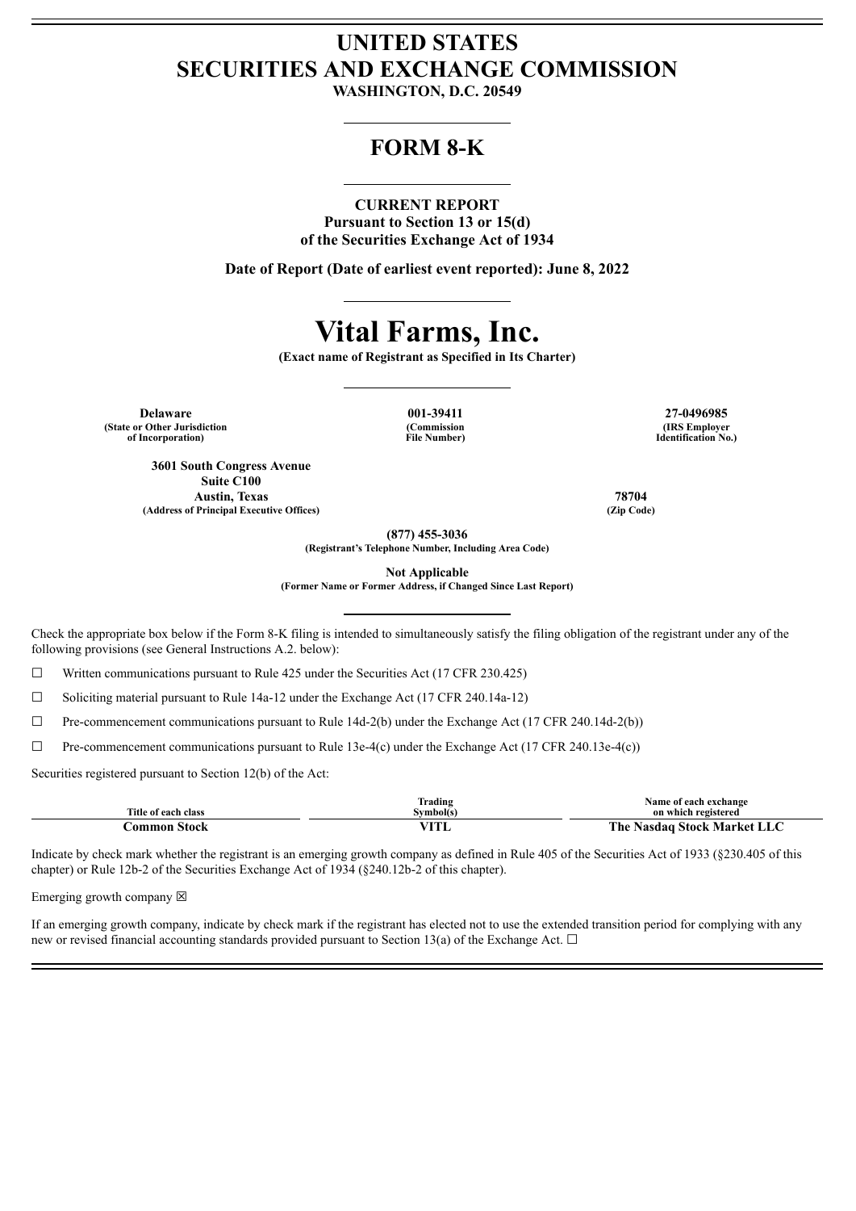# UNITED STATES
# SECURITIES AND EXCHANGE COMMISSION

**WASHINGTON, D.C. 20549**

## FORM 8-K

**CURRENT REPORT**
**Pursuant to Section 13 or 15(d)**
**of the Securities Exchange Act of 1934**

**Date of Report (Date of earliest event reported): June 8, 2022**

# Vital Farms, Inc.

**(Exact name of Registrant as Specified in Its Charter)**

| Delaware | 001-39411 | 27-0496985 |
|---|---|---|
| (State or Other Jurisdiction of Incorporation) | (Commission File Number) | (IRS Employer Identification No.) |

| 3601 South Congress Avenue Suite C100 Austin, Texas | 78704 |
|---|---|
| (Address of Principal Executive Offices) | (Zip Code) |

**(877) 455-3036**
**(Registrant's Telephone Number, Including Area Code)**

**Not Applicable**
**(Former Name or Former Address, if Changed Since Last Report)**

Check the appropriate box below if the Form 8-K filing is intended to simultaneously satisfy the filing obligation of the registrant under any of the following provisions (see General Instructions A.2. below):

☐ Written communications pursuant to Rule 425 under the Securities Act (17 CFR 230.425)

☐ Soliciting material pursuant to Rule 14a-12 under the Exchange Act (17 CFR 240.14a-12)

☐ Pre-commencement communications pursuant to Rule 14d-2(b) under the Exchange Act (17 CFR 240.14d-2(b))

☐ Pre-commencement communications pursuant to Rule 13e-4(c) under the Exchange Act (17 CFR 240.13e-4(c))

Securities registered pursuant to Section 12(b) of the Act:

| Title of each class | Trading Symbol(s) | Name of each exchange on which registered |
|---|---|---|
| Common Stock | VITL | The Nasdaq Stock Market LLC |

Indicate by check mark whether the registrant is an emerging growth company as defined in Rule 405 of the Securities Act of 1933 (§230.405 of this chapter) or Rule 12b-2 of the Securities Exchange Act of 1934 (§240.12b-2 of this chapter).

Emerging growth company ☒

If an emerging growth company, indicate by check mark if the registrant has elected not to use the extended transition period for complying with any new or revised financial accounting standards provided pursuant to Section 13(a) of the Exchange Act. ☐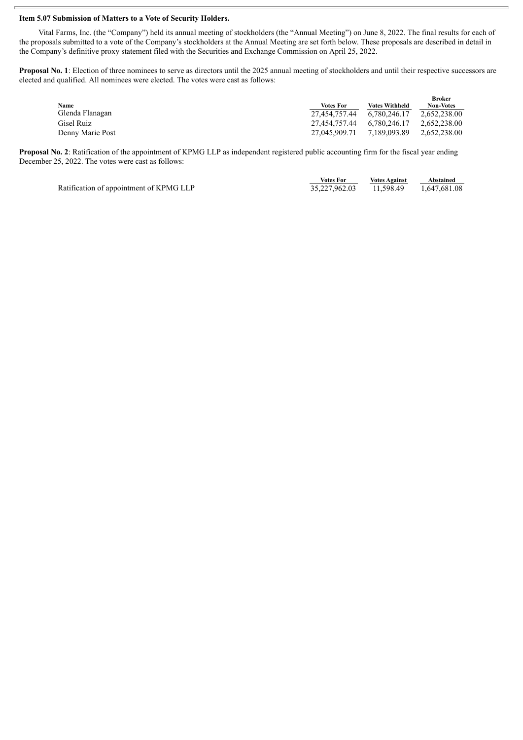**Item 5.07 Submission of Matters to a Vote of Security Holders.**

Vital Farms, Inc. (the "Company") held its annual meeting of stockholders (the "Annual Meeting") on June 8, 2022. The final results for each of the proposals submitted to a vote of the Company's stockholders at the Annual Meeting are set forth below. These proposals are described in detail in the Company's definitive proxy statement filed with the Securities and Exchange Commission on April 25, 2022.

**Proposal No. 1**: Election of three nominees to serve as directors until the 2025 annual meeting of stockholders and until their respective successors are elected and qualified. All nominees were elected. The votes were cast as follows:

| Name | Votes For | Votes Withheld | Broker Non-Votes |
|---|---|---|---|
| Glenda Flanagan | 27,454,757.44 | 6,780,246.17 | 2,652,238.00 |
| Gisel Ruiz | 27,454,757.44 | 6,780,246.17 | 2,652,238.00 |
| Denny Marie Post | 27,045,909.71 | 7,189,093.89 | 2,652,238.00 |

**Proposal No. 2**: Ratification of the appointment of KPMG LLP as independent registered public accounting firm for the fiscal year ending December 25, 2022. The votes were cast as follows:

| | Votes For | Votes Against | Abstained |
|---|---|---|---|
| Ratification of appointment of KPMG LLP | 35,227,962.03 | 11,598.49 | 1,647,681.08 |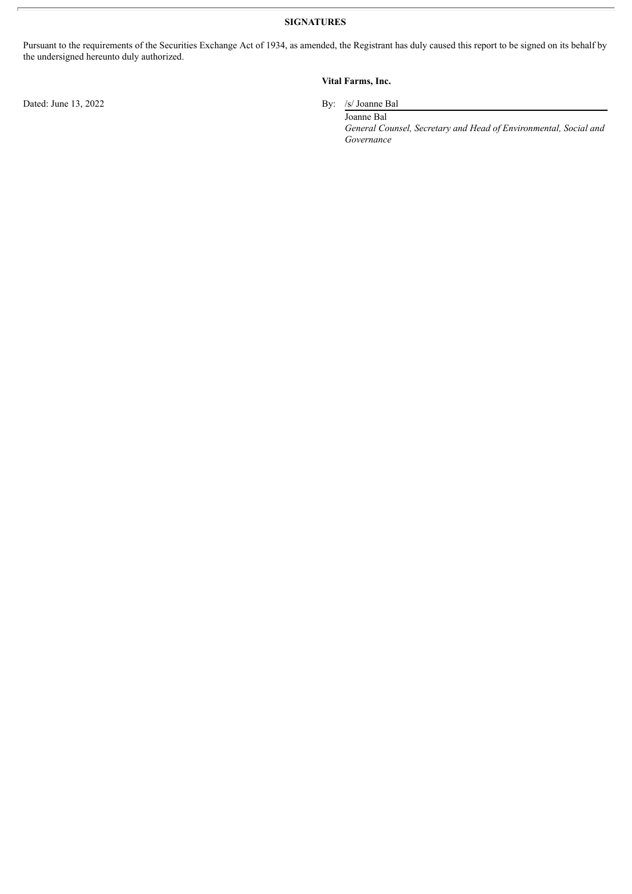**SIGNATURES**

Pursuant to the requirements of the Securities Exchange Act of 1934, as amended, the Registrant has duly caused this report to be signed on its behalf by the undersigned hereunto duly authorized.

**Vital Farms, Inc.**

Dated: June 13, 2022

By: /s/ Joanne Bal

Joanne Bal

*General Counsel, Secretary and Head of Environmental, Social and Governance*